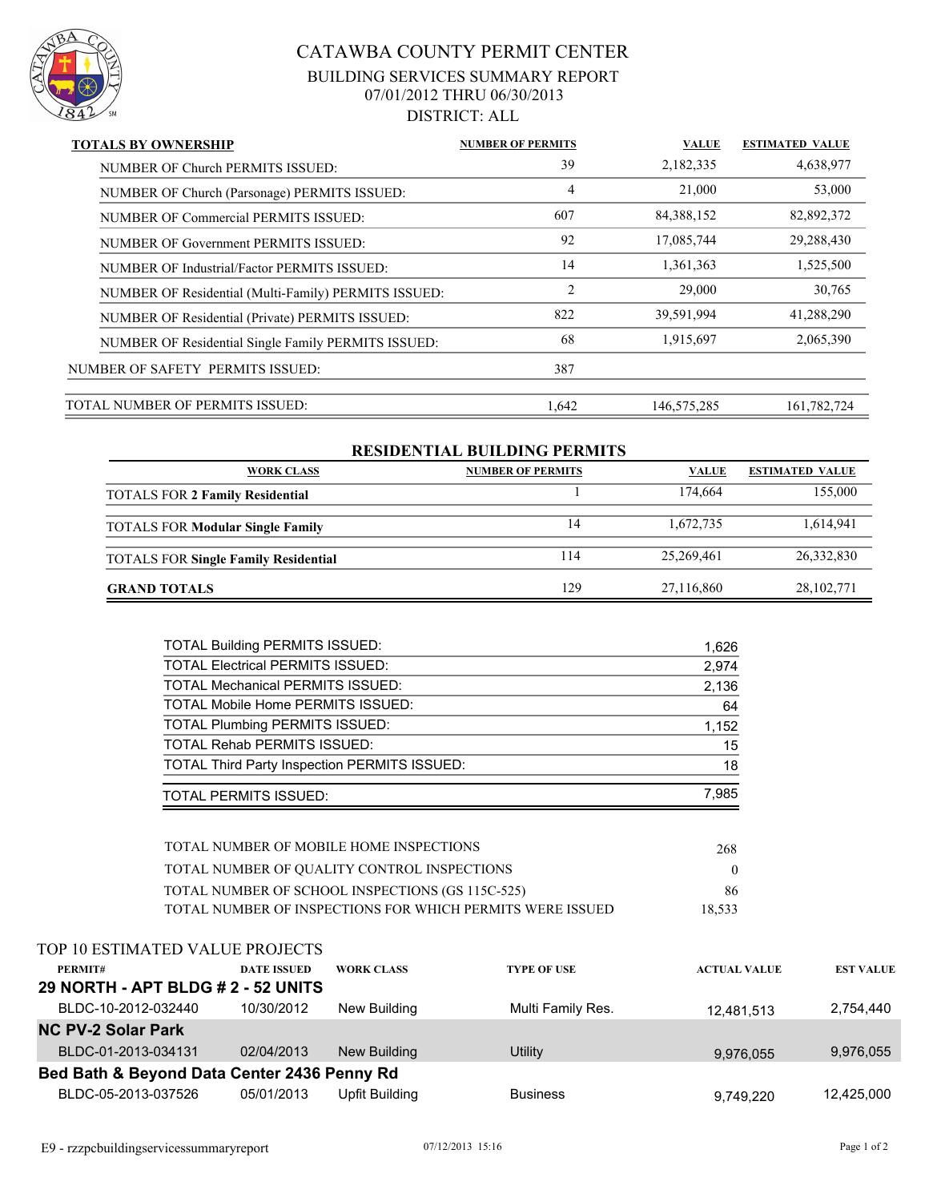# CATAWBA COUNTY PERMIT CENTER

## BUILDING SERVICES SUMMARY REPORT

07/01/2012 THRU 06/30/2013

DISTRICT: ALL

| TOTALS BY OWNERSHIP | NUMBER OF PERMITS | VALUE | ESTIMATED VALUE |
|---|---|---|---|
| NUMBER OF Church PERMITS ISSUED: | 39 | 2,182,335 | 4,638,977 |
| NUMBER OF Church (Parsonage) PERMITS ISSUED: | 4 | 21,000 | 53,000 |
| NUMBER OF Commercial PERMITS ISSUED: | 607 | 84,388,152 | 82,892,372 |
| NUMBER OF Government PERMITS ISSUED: | 92 | 17,085,744 | 29,288,430 |
| NUMBER OF Industrial/Factor PERMITS ISSUED: | 14 | 1,361,363 | 1,525,500 |
| NUMBER OF Residential (Multi-Family) PERMITS ISSUED: | 2 | 29,000 | 30,765 |
| NUMBER OF Residential (Private) PERMITS ISSUED: | 822 | 39,591,994 | 41,288,290 |
| NUMBER OF Residential Single Family PERMITS ISSUED: | 68 | 1,915,697 | 2,065,390 |
| NUMBER OF SAFETY PERMITS ISSUED: | 387 | | |
| TOTAL NUMBER OF PERMITS ISSUED: | 1,642 | 146,575,285 | 161,782,724 |

## RESIDENTIAL BUILDING PERMITS

| WORK CLASS | NUMBER OF PERMITS | VALUE | ESTIMATED VALUE |
|---|---|---|---|
| TOTALS FOR **2 Family Residential** | 1 | 174,664 | 155,000 |
| TOTALS FOR **Modular Single Family** | 14 | 1,672,735 | 1,614,941 |
| TOTALS FOR **Single Family Residential** | 114 | 25,269,461 | 26,332,830 |
| **GRAND TOTALS** | 129 | 27,116,860 | 28,102,771 |

| | |
|---|---|
| TOTAL Building PERMITS ISSUED: | 1,626 |
| TOTAL Electrical PERMITS ISSUED: | 2,974 |
| TOTAL Mechanical PERMITS ISSUED: | 2,136 |
| TOTAL Mobile Home PERMITS ISSUED: | 64 |
| TOTAL Plumbing PERMITS ISSUED: | 1,152 |
| TOTAL Rehab PERMITS ISSUED: | 15 |
| TOTAL Third Party Inspection PERMITS ISSUED: | 18 |
| TOTAL PERMITS ISSUED: | 7,985 |

| | |
|---|---|
| TOTAL NUMBER OF MOBILE HOME INSPECTIONS | 268 |
| TOTAL NUMBER OF QUALITY CONTROL INSPECTIONS | 0 |
| TOTAL NUMBER OF SCHOOL INSPECTIONS (GS 115C-525) | 86 |
| TOTAL NUMBER OF INSPECTIONS FOR WHICH PERMITS WERE ISSUED | 18,533 |

TOP 10 ESTIMATED VALUE PROJECTS

| PERMIT# | DATE ISSUED | WORK CLASS | TYPE OF USE | ACTUAL VALUE | EST VALUE |
|---|---|---|---|---|---|
| **29 NORTH - APT BLDG # 2 - 52 UNITS** | | | | | |
| BLDC-10-2012-032440 | 10/30/2012 | New Building | Multi Family Res. | 12,481,513 | 2,754,440 |
| **NC PV-2 Solar Park** | | | | | |
| BLDC-01-2013-034131 | 02/04/2013 | New Building | Utility | 9,976,055 | 9,976,055 |
| **Bed Bath & Beyond Data Center 2436 Penny Rd** | | | | | |
| BLDC-05-2013-037526 | 05/01/2013 | Upfit Building | Business | 9,749,220 | 12,425,000 |

E9 - rzzpcbuildingservicessummaryreport 07/12/2013 15:16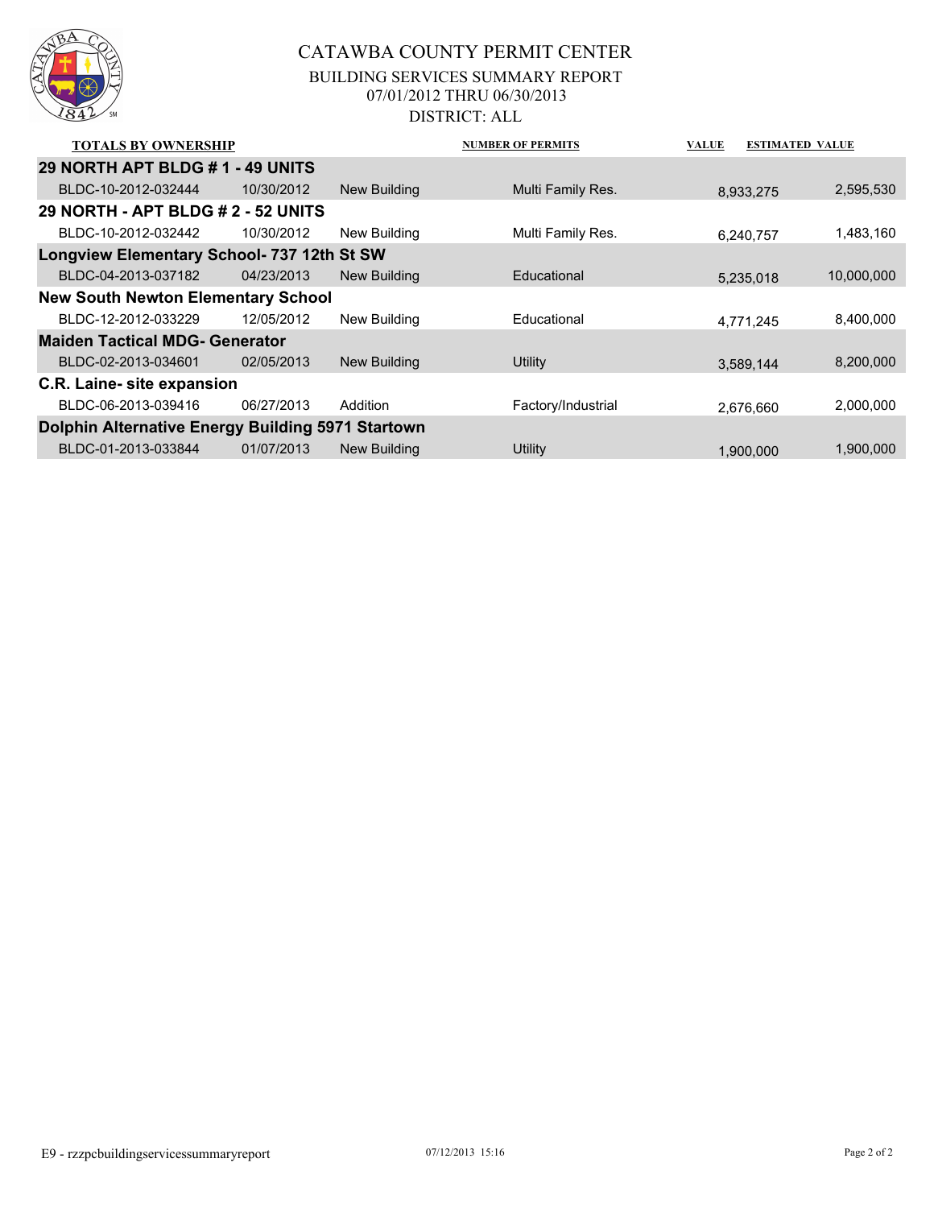# CATAWBA COUNTY PERMIT CENTER

## BUILDING SERVICES SUMMARY REPORT

07/01/2012 THRU 06/30/2013

DISTRICT: ALL

| TOTALS BY OWNERSHIP | | | NUMBER OF PERMITS | VALUE | ESTIMATED VALUE |
|---|---|---|---|---|---|
| **29 NORTH APT BLDG # 1 - 49 UNITS** | | | | | |
| BLDC-10-2012-032444 | 10/30/2012 | New Building | Multi Family Res. | 8,933,275 | 2,595,530 |
| **29 NORTH - APT BLDG # 2 - 52 UNITS** | | | | | |
| BLDC-10-2012-032442 | 10/30/2012 | New Building | Multi Family Res. | 6,240,757 | 1,483,160 |
| **Longview Elementary School- 737 12th St SW** | | | | | |
| BLDC-04-2013-037182 | 04/23/2013 | New Building | Educational | 5,235,018 | 10,000,000 |
| **New South Newton Elementary School** | | | | | |
| BLDC-12-2012-033229 | 12/05/2012 | New Building | Educational | 4,771,245 | 8,400,000 |
| **Maiden Tactical MDG- Generator** | | | | | |
| BLDC-02-2013-034601 | 02/05/2013 | New Building | Utility | 3,589,144 | 8,200,000 |
| **C.R. Laine- site expansion** | | | | | |
| BLDC-06-2013-039416 | 06/27/2013 | Addition | Factory/Industrial | 2,676,660 | 2,000,000 |
| **Dolphin Alternative Energy Building 5971 Startown** | | | | | |
| BLDC-01-2013-033844 | 01/07/2013 | New Building | Utility | 1,900,000 | 1,900,000 |

E9 - rzzpcbuildingservicessummaryreport 07/12/2013 15:16